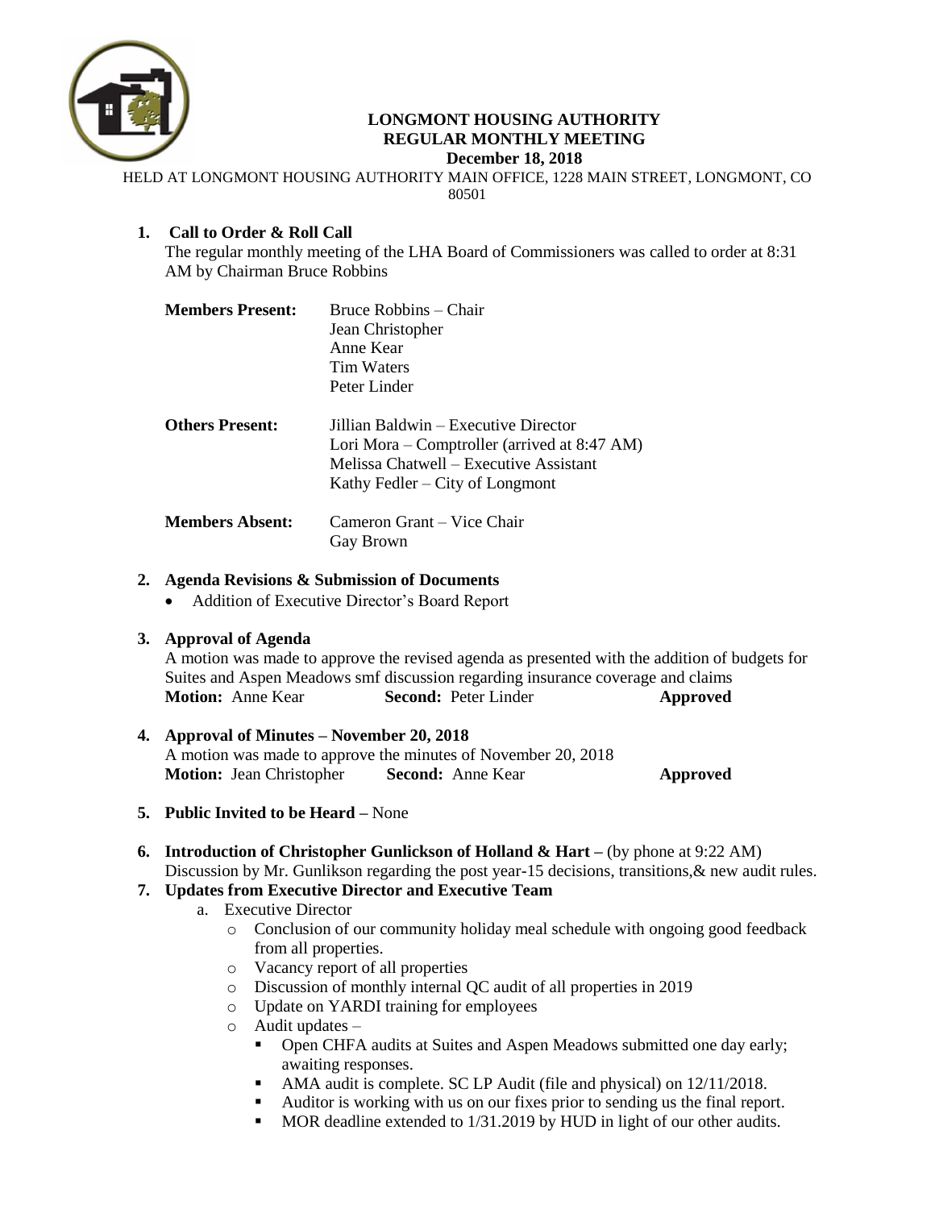# LONGMONT HOUSING AUTHORITY
## REGULAR MONTHLY MEETING
### December 18, 2018

HELD AT LONGMONT HOUSING AUTHORITY MAIN OFFICE, 1228 MAIN STREET, LONGMONT, CO 80501

1. **Call to Order & Roll Call**

   The regular monthly meeting of the LHA Board of Commissioners was called to order at 8:31 AM by Chairman Bruce Robbins

   **Members Present:** Bruce Robbins – Chair
   Jean Christopher
   Anne Kear
   Tim Waters
   Peter Linder

   **Others Present:** Jillian Baldwin – Executive Director
   Lori Mora – Comptroller (arrived at 8:47 AM)
   Melissa Chatwell – Executive Assistant
   Kathy Fedler – City of Longmont

   **Members Absent:** Cameron Grant – Vice Chair
   Gay Brown

2. **Agenda Revisions & Submission of Documents**
   - Addition of Executive Director's Board Report

3. **Approval of Agenda**

   A motion was made to approve the revised agenda as presented with the addition of budgets for Suites and Aspen Meadows smf discussion regarding insurance coverage and claims
   **Motion:** Anne Kear **Second:** Peter Linder **Approved**

4. **Approval of Minutes – November 20, 2018**

   A motion was made to approve the minutes of November 20, 2018
   **Motion:** Jean Christopher **Second:** Anne Kear **Approved**

5. **Public Invited to be Heard –** None

6. **Introduction of Christopher Gunlickson of Holland & Hart –** (by phone at 9:22 AM)
   Discussion by Mr. Gunlikson regarding the post year-15 decisions, transitions,& new audit rules.

7. **Updates from Executive Director and Executive Team**
   a. Executive Director
      - Conclusion of our community holiday meal schedule with ongoing good feedback from all properties.
      - Vacancy report of all properties
      - Discussion of monthly internal QC audit of all properties in 2019
      - Update on YARDI training for employees
      - Audit updates –
        - Open CHFA audits at Suites and Aspen Meadows submitted one day early; awaiting responses.
        - AMA audit is complete. SC LP Audit (file and physical) on 12/11/2018.
        - Auditor is working with us on our fixes prior to sending us the final report.
        - MOR deadline extended to 1/31.2019 by HUD in light of our other audits.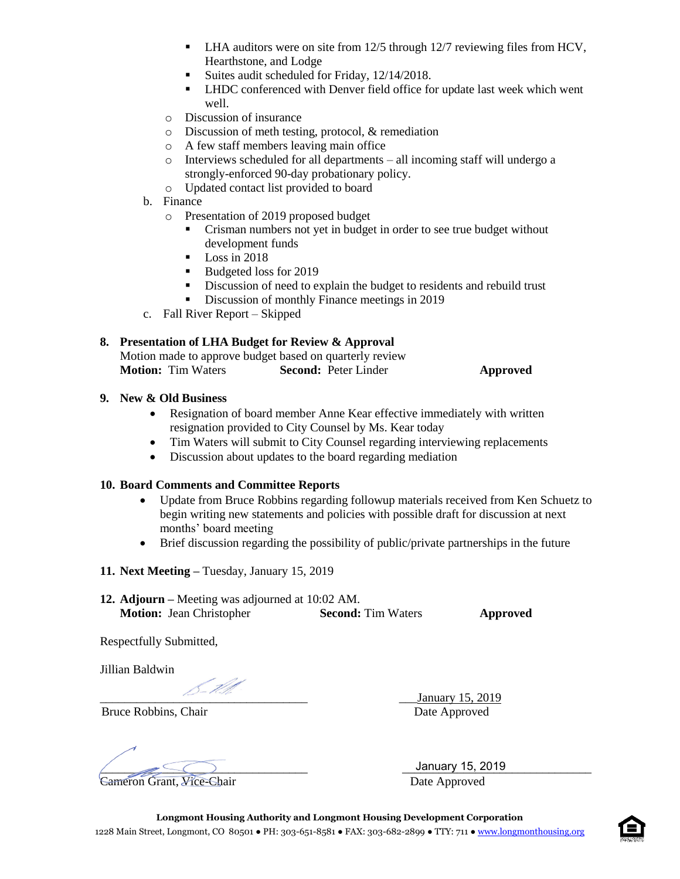- LHA auditors were on site from 12/5 through 12/7 reviewing files from HCV, Hearthstone, and Lodge
- Suites audit scheduled for Friday, 12/14/2018.
- LHDC conferenced with Denver field office for update last week which went well.

  - Discussion of insurance
  - Discussion of meth testing, protocol, & remediation
  - A few staff members leaving main office
  - Interviews scheduled for all departments – all incoming staff will undergo a strongly-enforced 90-day probationary policy.
  - Updated contact list provided to board

b. Finance
  - Presentation of 2019 proposed budget
    - Crisman numbers not yet in budget in order to see true budget without development funds
    - Loss in 2018
    - Budgeted loss for 2019
    - Discussion of need to explain the budget to residents and rebuild trust
    - Discussion of monthly Finance meetings in 2019

c. Fall River Report – Skipped

**8. Presentation of LHA Budget for Review & Approval**

Motion made to approve budget based on quarterly review

**Motion:** Tim Waters **Second:** Peter Linder **Approved**

**9. New & Old Business**

- Resignation of board member Anne Kear effective immediately with written resignation provided to City Counsel by Ms. Kear today
- Tim Waters will submit to City Counsel regarding interviewing replacements
- Discussion about updates to the board regarding mediation

**10. Board Comments and Committee Reports**

- Update from Bruce Robbins regarding followup materials received from Ken Schuetz to begin writing new statements and policies with possible draft for discussion at next months' board meeting
- Brief discussion regarding the possibility of public/private partnerships in the future

**11. Next Meeting** – Tuesday, January 15, 2019

**12. Adjourn** – Meeting was adjourned at 10:02 AM.

**Motion:** Jean Christopher **Second:** Tim Waters **Approved**

Respectfully Submitted,

Jillian Baldwin

\_\_\_\_\_\_\_\_\_\_\_\_\_\_\_\_\_\_\_\_\_\_\_\_\_\_\_\_ January 15, 2019

Bruce Robbins, Chair Date Approved

\_\_\_\_\_\_\_\_\_\_\_\_\_\_\_\_\_\_\_\_\_\_\_\_\_\_\_\_ January 15, 2019

Cameron Grant, Vice-Chair Date Approved